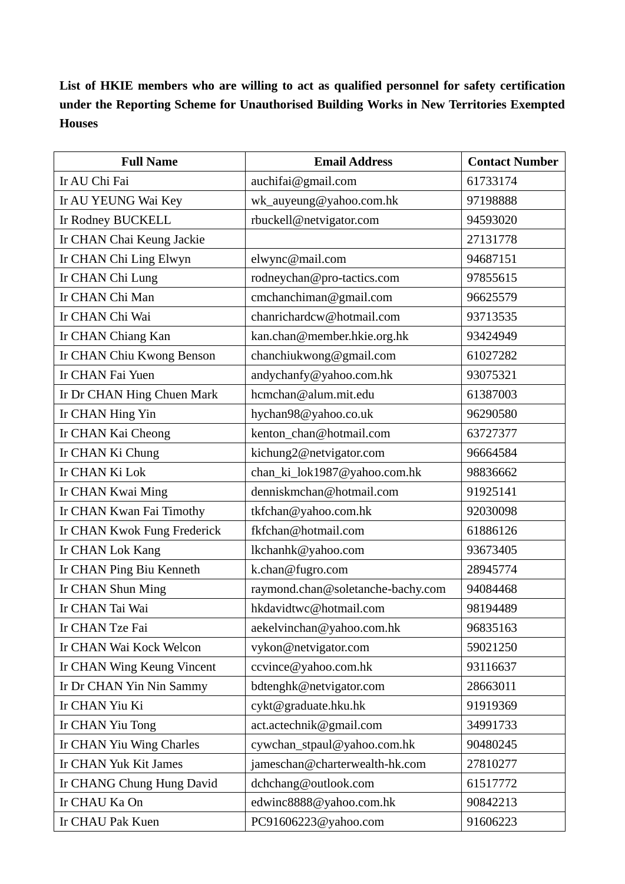**List of HKIE members who are willing to act as qualified personnel for safety certification under the Reporting Scheme for Unauthorised Building Works in New Territories Exempted Houses**

| Full Name | Email Address | Contact Number |
| --- | --- | --- |
| Ir AU Chi Fai | auchifai@gmail.com | 61733174 |
| Ir AU YEUNG Wai Key | wk_auyeung@yahoo.com.hk | 97198888 |
| Ir Rodney BUCKELL | rbuckell@netvigator.com | 94593020 |
| Ir CHAN Chai Keung Jackie | | 27131778 |
| Ir CHAN Chi Ling Elwyn | elwync@mail.com | 94687151 |
| Ir CHAN Chi Lung | rodneychan@pro-tactics.com | 97855615 |
| Ir CHAN Chi Man | cmchanchiman@gmail.com | 96625579 |
| Ir CHAN Chi Wai | chanrichardcw@hotmail.com | 93713535 |
| Ir CHAN Chiang Kan | kan.chan@member.hkie.org.hk | 93424949 |
| Ir CHAN Chiu Kwong Benson | chanchiukwong@gmail.com | 61027282 |
| Ir CHAN Fai Yuen | andychanfy@yahoo.com.hk | 93075321 |
| Ir Dr CHAN Hing Chuen Mark | hcmchan@alum.mit.edu | 61387003 |
| Ir CHAN Hing Yin | hychan98@yahoo.co.uk | 96290580 |
| Ir CHAN Kai Cheong | kenton_chan@hotmail.com | 63727377 |
| Ir CHAN Ki Chung | kichung2@netvigator.com | 96664584 |
| Ir CHAN Ki Lok | chan_ki_lok1987@yahoo.com.hk | 98836662 |
| Ir CHAN Kwai Ming | denniskmchan@hotmail.com | 91925141 |
| Ir CHAN Kwan Fai Timothy | tkfchan@yahoo.com.hk | 92030098 |
| Ir CHAN Kwok Fung Frederick | fkfchan@hotmail.com | 61886126 |
| Ir CHAN Lok Kang | lkchanhk@yahoo.com | 93673405 |
| Ir CHAN Ping Biu Kenneth | k.chan@fugro.com | 28945774 |
| Ir CHAN Shun Ming | raymond.chan@soletanche-bachy.com | 94084468 |
| Ir CHAN Tai Wai | hkdavidtwc@hotmail.com | 98194489 |
| Ir CHAN Tze Fai | aekelvinchan@yahoo.com.hk | 96835163 |
| Ir CHAN Wai Kock Welcon | vykon@netvigator.com | 59021250 |
| Ir CHAN Wing Keung Vincent | ccvince@yahoo.com.hk | 93116637 |
| Ir Dr CHAN Yin Nin Sammy | bdtenghk@netvigator.com | 28663011 |
| Ir CHAN Yiu Ki | cykt@graduate.hku.hk | 91919369 |
| Ir CHAN Yiu Tong | act.actechnik@gmail.com | 34991733 |
| Ir CHAN Yiu Wing Charles | cywchan_stpaul@yahoo.com.hk | 90480245 |
| Ir CHAN Yuk Kit James | jameschan@charterwealth-hk.com | 27810277 |
| Ir CHANG Chung Hung David | dchchang@outlook.com | 61517772 |
| Ir CHAU Ka On | edwinc8888@yahoo.com.hk | 90842213 |
| Ir CHAU Pak Kuen | PC91606223@yahoo.com | 91606223 |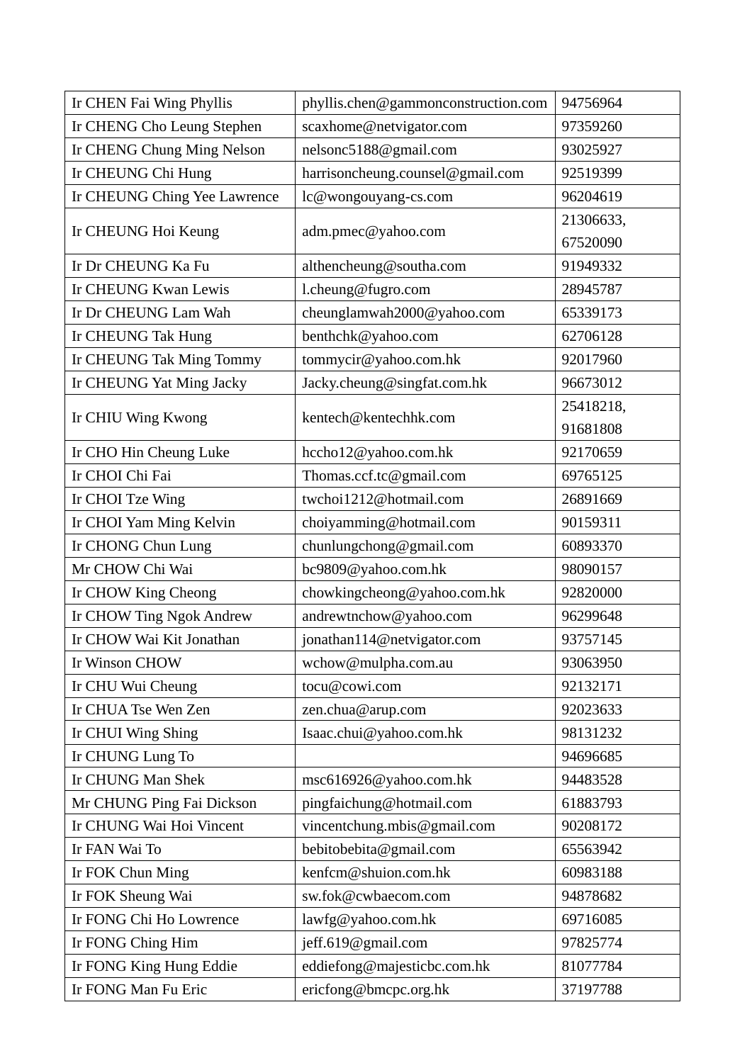| | | |
|---|---|---|
| Ir CHEN Fai Wing Phyllis | phyllis.chen@gammonconstruction.com | 94756964 |
| Ir CHENG Cho Leung Stephen | scaxhome@netvigator.com | 97359260 |
| Ir CHENG Chung Ming Nelson | nelsonc5188@gmail.com | 93025927 |
| Ir CHEUNG Chi Hung | harrisoncheung.counsel@gmail.com | 92519399 |
| Ir CHEUNG Ching Yee Lawrence | lc@wongouyang-cs.com | 96204619 |
| Ir CHEUNG Hoi Keung | adm.pmec@yahoo.com | 21306633, 67520090 |
| Ir Dr CHEUNG Ka Fu | althencheung@southa.com | 91949332 |
| Ir CHEUNG Kwan Lewis | l.cheung@fugro.com | 28945787 |
| Ir Dr CHEUNG Lam Wah | cheunglamwah2000@yahoo.com | 65339173 |
| Ir CHEUNG Tak Hung | benthchk@yahoo.com | 62706128 |
| Ir CHEUNG Tak Ming Tommy | tommycir@yahoo.com.hk | 92017960 |
| Ir CHEUNG Yat Ming Jacky | Jacky.cheung@singfat.com.hk | 96673012 |
| Ir CHIU Wing Kwong | kentech@kentechhk.com | 25418218, 91681808 |
| Ir CHO Hin Cheung Luke | hccho12@yahoo.com.hk | 92170659 |
| Ir CHOI Chi Fai | Thomas.ccf.tc@gmail.com | 69765125 |
| Ir CHOI Tze Wing | twchoi1212@hotmail.com | 26891669 |
| Ir CHOI Yam Ming Kelvin | choiyamming@hotmail.com | 90159311 |
| Ir CHONG Chun Lung | chunlungchong@gmail.com | 60893370 |
| Mr CHOW Chi Wai | bc9809@yahoo.com.hk | 98090157 |
| Ir CHOW King Cheong | chowkingcheong@yahoo.com.hk | 92820000 |
| Ir CHOW Ting Ngok Andrew | andrewtnchow@yahoo.com | 96299648 |
| Ir CHOW Wai Kit Jonathan | jonathan114@netvigator.com | 93757145 |
| Ir Winson CHOW | wchow@mulpha.com.au | 93063950 |
| Ir CHU Wui Cheung | tocu@cowi.com | 92132171 |
| Ir CHUA Tse Wen Zen | zen.chua@arup.com | 92023633 |
| Ir CHUI Wing Shing | Isaac.chui@yahoo.com.hk | 98131232 |
| Ir CHUNG Lung To | | 94696685 |
| Ir CHUNG Man Shek | msc616926@yahoo.com.hk | 94483528 |
| Mr CHUNG Ping Fai Dickson | pingfaichung@hotmail.com | 61883793 |
| Ir CHUNG Wai Hoi Vincent | vincentchung.mbis@gmail.com | 90208172 |
| Ir FAN Wai To | bebitobebita@gmail.com | 65563942 |
| Ir FOK Chun Ming | kenfcm@shuion.com.hk | 60983188 |
| Ir FOK Sheung Wai | sw.fok@cwbaecom.com | 94878682 |
| Ir FONG Chi Ho Lowrence | lawfg@yahoo.com.hk | 69716085 |
| Ir FONG Ching Him | jeff.619@gmail.com | 97825774 |
| Ir FONG King Hung Eddie | eddiefong@majesticbc.com.hk | 81077784 |
| Ir FONG Man Fu Eric | ericfong@bmcpc.org.hk | 37197788 |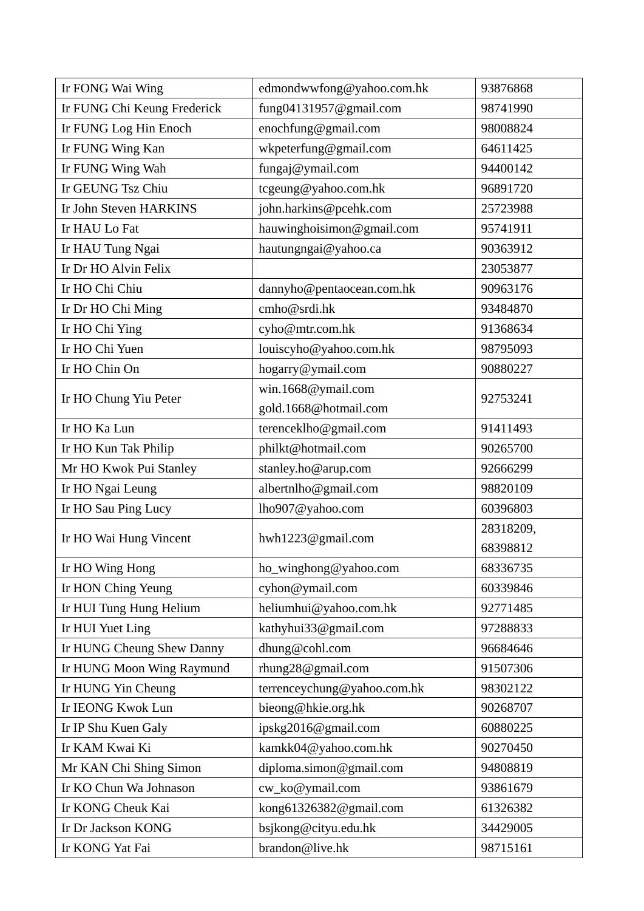| Ir FONG Wai Wing | edmondwwfong@yahoo.com.hk | 93876868 |
|---|---|---|
| Ir FUNG Chi Keung Frederick | fung04131957@gmail.com | 98741990 |
| Ir FUNG Log Hin Enoch | enochfung@gmail.com | 98008824 |
| Ir FUNG Wing Kan | wkpeterfung@gmail.com | 64611425 |
| Ir FUNG Wing Wah | fungaj@ymail.com | 94400142 |
| Ir GEUNG Tsz Chiu | tcgeung@yahoo.com.hk | 96891720 |
| Ir John Steven HARKINS | john.harkins@pcehk.com | 25723988 |
| Ir HAU Lo Fat | hauwinghoisimon@gmail.com | 95741911 |
| Ir HAU Tung Ngai | hautungngai@yahoo.ca | 90363912 |
| Ir Dr HO Alvin Felix | | 23053877 |
| Ir HO Chi Chiu | dannyho@pentaocean.com.hk | 90963176 |
| Ir Dr HO Chi Ming | cmho@srdi.hk | 93484870 |
| Ir HO Chi Ying | cyho@mtr.com.hk | 91368634 |
| Ir HO Chi Yuen | louiscyho@yahoo.com.hk | 98795093 |
| Ir HO Chin On | hogarry@ymail.com | 90880227 |
| Ir HO Chung Yiu Peter | win.1668@ymail.com gold.1668@hotmail.com | 92753241 |
| Ir HO Ka Lun | terenceklho@gmail.com | 91411493 |
| Ir HO Kun Tak Philip | philkt@hotmail.com | 90265700 |
| Mr HO Kwok Pui Stanley | stanley.ho@arup.com | 92666299 |
| Ir HO Ngai Leung | albertnlho@gmail.com | 98820109 |
| Ir HO Sau Ping Lucy | lho907@yahoo.com | 60396803 |
| Ir HO Wai Hung Vincent | hwh1223@gmail.com | 28318209, 68398812 |
| Ir HO Wing Hong | ho_winghong@yahoo.com | 68336735 |
| Ir HON Ching Yeung | cyhon@ymail.com | 60339846 |
| Ir HUI Tung Hung Helium | heliumhui@yahoo.com.hk | 92771485 |
| Ir HUI Yuet Ling | kathyhui33@gmail.com | 97288833 |
| Ir HUNG Cheung Shew Danny | dhung@cohl.com | 96684646 |
| Ir HUNG Moon Wing Raymund | rhung28@gmail.com | 91507306 |
| Ir HUNG Yin Cheung | terrenceychung@yahoo.com.hk | 98302122 |
| Ir IEONG Kwok Lun | bieong@hkie.org.hk | 90268707 |
| Ir IP Shu Kuen Galy | ipskg2016@gmail.com | 60880225 |
| Ir KAM Kwai Ki | kamkk04@yahoo.com.hk | 90270450 |
| Mr KAN Chi Shing Simon | diploma.simon@gmail.com | 94808819 |
| Ir KO Chun Wa Johnason | cw_ko@ymail.com | 93861679 |
| Ir KONG Cheuk Kai | kong61326382@gmail.com | 61326382 |
| Ir Dr Jackson KONG | bsjkong@cityu.edu.hk | 34429005 |
| Ir KONG Yat Fai | brandon@live.hk | 98715161 |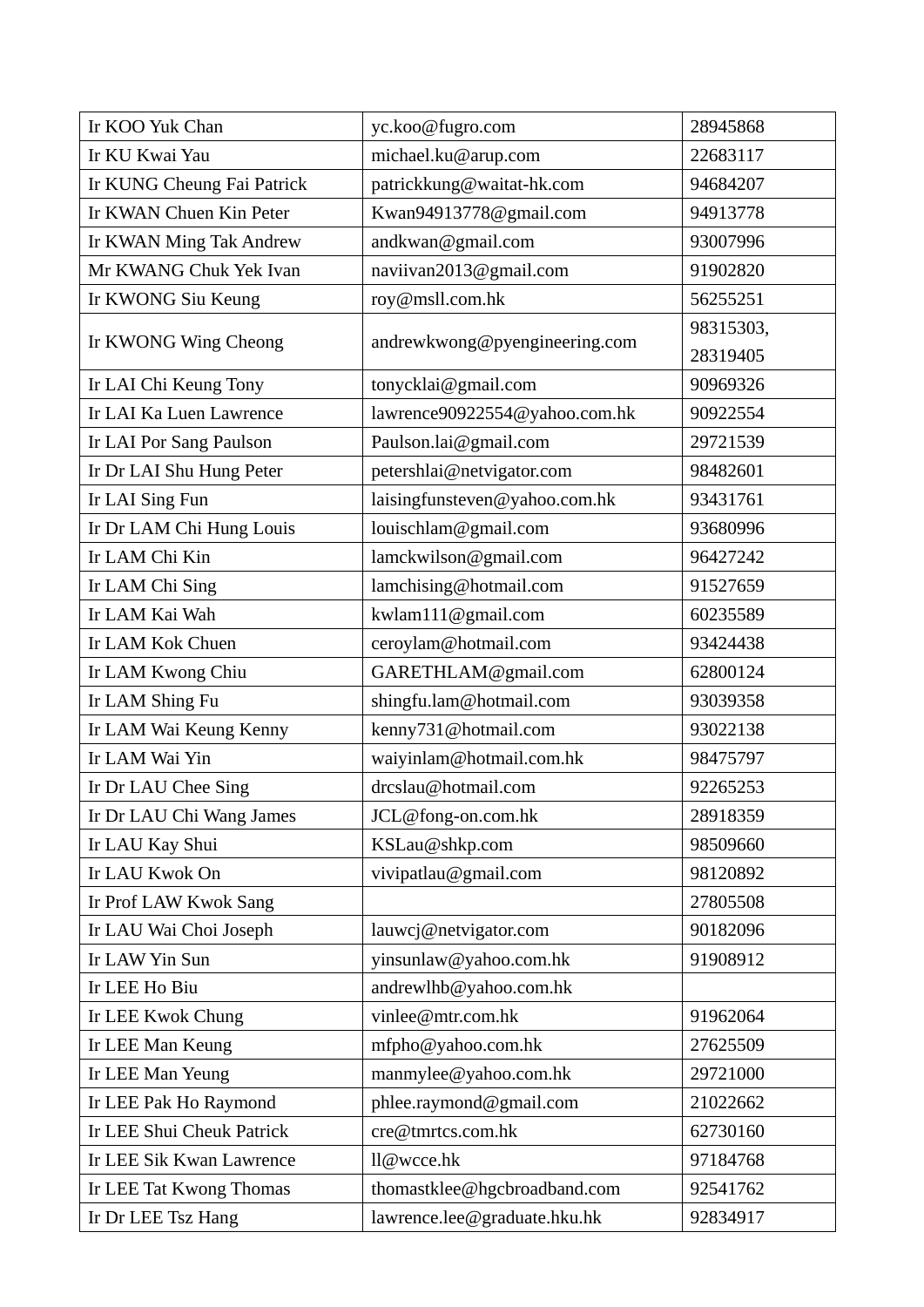| Ir KOO Yuk Chan | yc.koo@fugro.com | 28945868 |
|---|---|---|
| Ir KU Kwai Yau | michael.ku@arup.com | 22683117 |
| Ir KUNG Cheung Fai Patrick | patrickkung@waitat-hk.com | 94684207 |
| Ir KWAN Chuen Kin Peter | Kwan94913778@gmail.com | 94913778 |
| Ir KWAN Ming Tak Andrew | andkwan@gmail.com | 93007996 |
| Mr KWANG Chuk Yek Ivan | naviivan2013@gmail.com | 91902820 |
| Ir KWONG Siu Keung | roy@msll.com.hk | 56255251 |
| Ir KWONG Wing Cheong | andrewkwong@pyengineering.com | 98315303, 28319405 |
| Ir LAI Chi Keung Tony | tonycklai@gmail.com | 90969326 |
| Ir LAI Ka Luen Lawrence | lawrence90922554@yahoo.com.hk | 90922554 |
| Ir LAI Por Sang Paulson | Paulson.lai@gmail.com | 29721539 |
| Ir Dr LAI Shu Hung Peter | petershlai@netvigator.com | 98482601 |
| Ir LAI Sing Fun | laisingfunsteven@yahoo.com.hk | 93431761 |
| Ir Dr LAM Chi Hung Louis | louischlam@gmail.com | 93680996 |
| Ir LAM Chi Kin | lamckwilson@gmail.com | 96427242 |
| Ir LAM Chi Sing | lamchising@hotmail.com | 91527659 |
| Ir LAM Kai Wah | kwlam111@gmail.com | 60235589 |
| Ir LAM Kok Chuen | ceroylam@hotmail.com | 93424438 |
| Ir LAM Kwong Chiu | GARETHLAM@gmail.com | 62800124 |
| Ir LAM Shing Fu | shingfu.lam@hotmail.com | 93039358 |
| Ir LAM Wai Keung Kenny | kenny731@hotmail.com | 93022138 |
| Ir LAM Wai Yin | waiyinlam@hotmail.com.hk | 98475797 |
| Ir Dr LAU Chee Sing | drcslau@hotmail.com | 92265253 |
| Ir Dr LAU Chi Wang James | JCL@fong-on.com.hk | 28918359 |
| Ir LAU Kay Shui | KSLau@shkp.com | 98509660 |
| Ir LAU Kwok On | vivipatlau@gmail.com | 98120892 |
| Ir Prof LAW Kwok Sang | | 27805508 |
| Ir LAU Wai Choi Joseph | lauwcj@netvigator.com | 90182096 |
| Ir LAW Yin Sun | yinsunlaw@yahoo.com.hk | 91908912 |
| Ir LEE Ho Biu | andrewlhb@yahoo.com.hk | |
| Ir LEE Kwok Chung | vinlee@mtr.com.hk | 91962064 |
| Ir LEE Man Keung | mfpho@yahoo.com.hk | 27625509 |
| Ir LEE Man Yeung | manmylee@yahoo.com.hk | 29721000 |
| Ir LEE Pak Ho Raymond | phlee.raymond@gmail.com | 21022662 |
| Ir LEE Shui Cheuk Patrick | cre@tmrtcs.com.hk | 62730160 |
| Ir LEE Sik Kwan Lawrence | ll@wcce.hk | 97184768 |
| Ir LEE Tat Kwong Thomas | thomastklee@hgcbroadband.com | 92541762 |
| Ir Dr LEE Tsz Hang | lawrence.lee@graduate.hku.hk | 92834917 |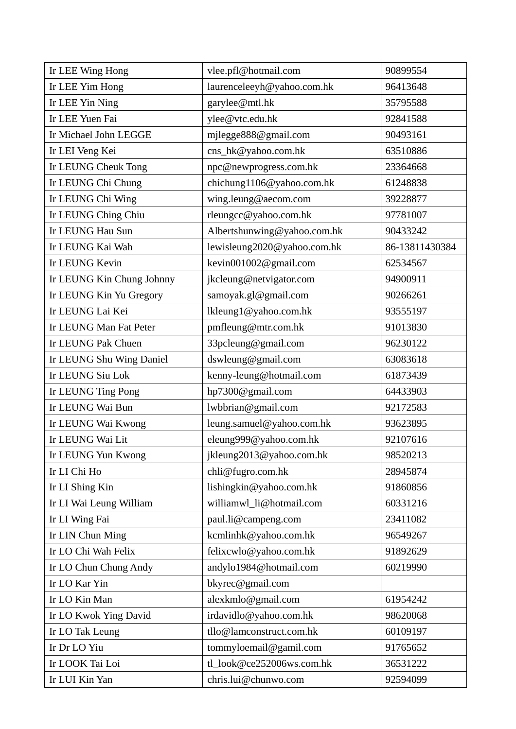| Ir LEE Wing Hong | vlee.pfl@hotmail.com | 90899554 |
|---|---|---|
| Ir LEE Yim Hong | laurenceleeyh@yahoo.com.hk | 96413648 |
| Ir LEE Yin Ning | garylee@mtl.hk | 35795588 |
| Ir LEE Yuen Fai | ylee@vtc.edu.hk | 92841588 |
| Ir Michael John LEGGE | mjlegge888@gmail.com | 90493161 |
| Ir LEI Veng Kei | cns_hk@yahoo.com.hk | 63510886 |
| Ir LEUNG Cheuk Tong | npc@newprogress.com.hk | 23364668 |
| Ir LEUNG Chi Chung | chichung1106@yahoo.com.hk | 61248838 |
| Ir LEUNG Chi Wing | wing.leung@aecom.com | 39228877 |
| Ir LEUNG Ching Chiu | rleungcc@yahoo.com.hk | 97781007 |
| Ir LEUNG Hau Sun | Albertshunwing@yahoo.com.hk | 90433242 |
| Ir LEUNG Kai Wah | lewisleung2020@yahoo.com.hk | 86-13811430384 |
| Ir LEUNG Kevin | kevin001002@gmail.com | 62534567 |
| Ir LEUNG Kin Chung Johnny | jkcleung@netvigator.com | 94900911 |
| Ir LEUNG Kin Yu Gregory | samoyak.gl@gmail.com | 90266261 |
| Ir LEUNG Lai Kei | lkleung1@yahoo.com.hk | 93555197 |
| Ir LEUNG Man Fat Peter | pmfleung@mtr.com.hk | 91013830 |
| Ir LEUNG Pak Chuen | 33pcleung@gmail.com | 96230122 |
| Ir LEUNG Shu Wing Daniel | dswleung@gmail.com | 63083618 |
| Ir LEUNG Siu Lok | kenny-leung@hotmail.com | 61873439 |
| Ir LEUNG Ting Pong | hp7300@gmail.com | 64433903 |
| Ir LEUNG Wai Bun | lwbbrian@gmail.com | 92172583 |
| Ir LEUNG Wai Kwong | leung.samuel@yahoo.com.hk | 93623895 |
| Ir LEUNG Wai Lit | eleung999@yahoo.com.hk | 92107616 |
| Ir LEUNG Yun Kwong | jkleung2013@yahoo.com.hk | 98520213 |
| Ir LI Chi Ho | chli@fugro.com.hk | 28945874 |
| Ir LI Shing Kin | lishingkin@yahoo.com.hk | 91860856 |
| Ir LI Wai Leung William | williamwl_li@hotmail.com | 60331216 |
| Ir LI Wing Fai | paul.li@campeng.com | 23411082 |
| Ir LIN Chun Ming | kcmlinhk@yahoo.com.hk | 96549267 |
| Ir LO Chi Wah Felix | felixcwlo@yahoo.com.hk | 91892629 |
| Ir LO Chun Chung Andy | andylo1984@hotmail.com | 60219990 |
| Ir LO Kar Yin | bkyrec@gmail.com | |
| Ir LO Kin Man | alexkmlo@gmail.com | 61954242 |
| Ir LO Kwok Ying David | irdavidlo@yahoo.com.hk | 98620068 |
| Ir LO Tak Leung | tllo@lamconstruct.com.hk | 60109197 |
| Ir Dr LO Yiu | tommyloemail@gamil.com | 91765652 |
| Ir LOOK Tai Loi | tl_look@ce252006ws.com.hk | 36531222 |
| Ir LUI Kin Yan | chris.lui@chunwo.com | 92594099 |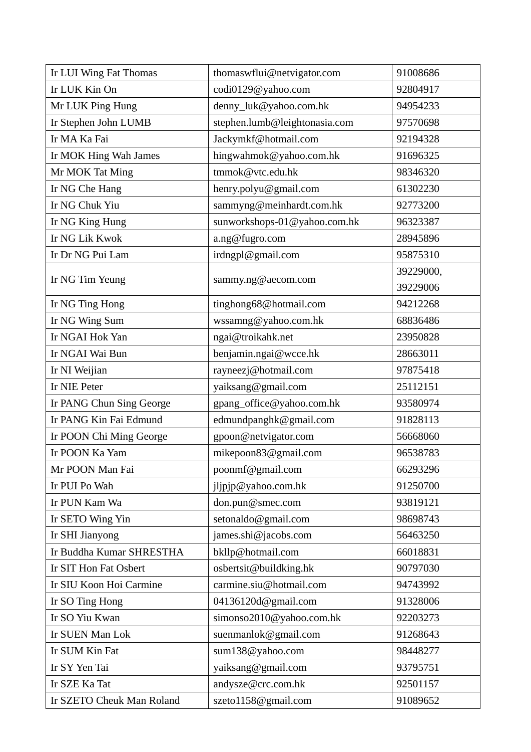| Ir LUI Wing Fat Thomas | thomaswflui@netvigator.com | 91008686 |
|---|---|---|
| Ir LUK Kin On | codi0129@yahoo.com | 92804917 |
| Mr LUK Ping Hung | denny_luk@yahoo.com.hk | 94954233 |
| Ir Stephen John LUMB | stephen.lumb@leightonasia.com | 97570698 |
| Ir MA Ka Fai | Jackymkf@hotmail.com | 92194328 |
| Ir MOK Hing Wah James | hingwahmok@yahoo.com.hk | 91696325 |
| Mr MOK Tat Ming | tmmok@vtc.edu.hk | 98346320 |
| Ir NG Che Hang | henry.polyu@gmail.com | 61302230 |
| Ir NG Chuk Yiu | sammyng@meinhardt.com.hk | 92773200 |
| Ir NG King Hung | sunworkshops-01@yahoo.com.hk | 96323387 |
| Ir NG Lik Kwok | a.ng@fugro.com | 28945896 |
| Ir Dr NG Pui Lam | irdngpl@gmail.com | 95875310 |
| Ir NG Tim Yeung | sammy.ng@aecom.com | 39229000, 39229006 |
| Ir NG Ting Hong | tinghong68@hotmail.com | 94212268 |
| Ir NG Wing Sum | wssamng@yahoo.com.hk | 68836486 |
| Ir NGAI Hok Yan | ngai@troikahk.net | 23950828 |
| Ir NGAI Wai Bun | benjamin.ngai@wcce.hk | 28663011 |
| Ir NI Weijian | rayneezj@hotmail.com | 97875418 |
| Ir NIE Peter | yaiksang@gmail.com | 25112151 |
| Ir PANG Chun Sing George | gpang_office@yahoo.com.hk | 93580974 |
| Ir PANG Kin Fai Edmund | edmundpanghk@gmail.com | 91828113 |
| Ir POON Chi Ming George | gpoon@netvigator.com | 56668060 |
| Ir POON Ka Yam | mikepoon83@gmail.com | 96538783 |
| Mr POON Man Fai | poonmf@gmail.com | 66293296 |
| Ir PUI Po Wah | jljpjp@yahoo.com.hk | 91250700 |
| Ir PUN Kam Wa | don.pun@smec.com | 93819121 |
| Ir SETO Wing Yin | setonaldo@gmail.com | 98698743 |
| Ir SHI Jianyong | james.shi@jacobs.com | 56463250 |
| Ir Buddha Kumar SHRESTHA | bkllp@hotmail.com | 66018831 |
| Ir SIT Hon Fat Osbert | osbertsit@buildking.hk | 90797030 |
| Ir SIU Koon Hoi Carmine | carmine.siu@hotmail.com | 94743992 |
| Ir SO Ting Hong | 04136120d@gmail.com | 91328006 |
| Ir SO Yiu Kwan | simonso2010@yahoo.com.hk | 92203273 |
| Ir SUEN Man Lok | suenmanlok@gmail.com | 91268643 |
| Ir SUM Kin Fat | sum138@yahoo.com | 98448277 |
| Ir SY Yen Tai | yaiksang@gmail.com | 93795751 |
| Ir SZE Ka Tat | andysze@crc.com.hk | 92501157 |
| Ir SZETO Cheuk Man Roland | szeto1158@gmail.com | 91089652 |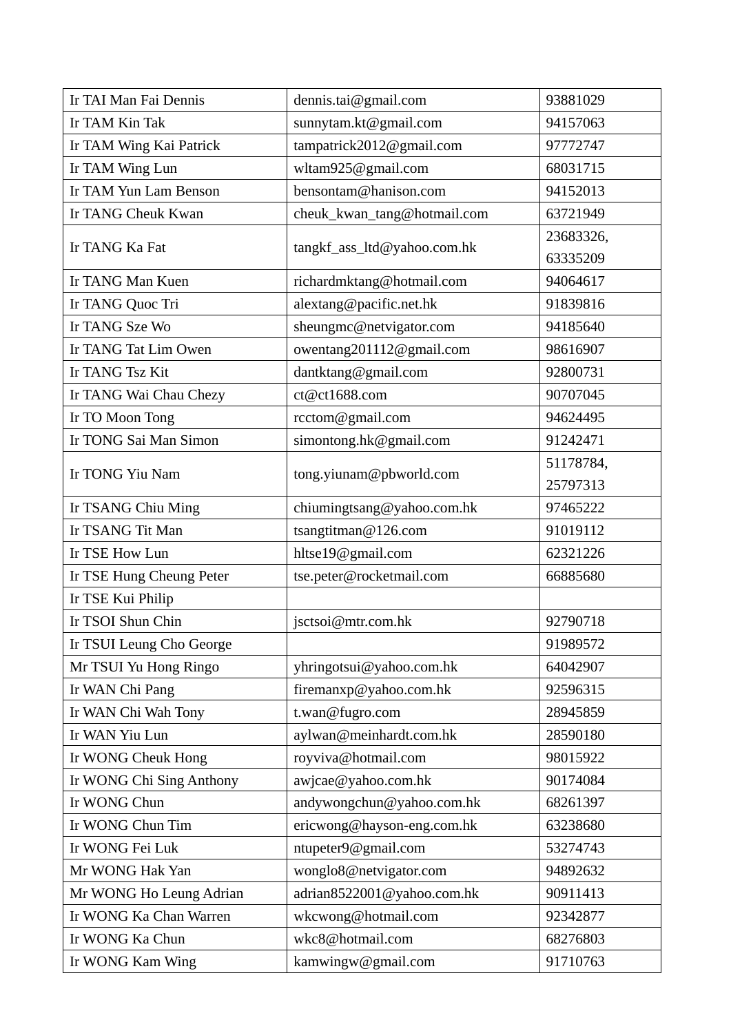| | | |
|---|---|---|
| Ir TAI Man Fai Dennis | dennis.tai@gmail.com | 93881029 |
| Ir TAM Kin Tak | sunnytam.kt@gmail.com | 94157063 |
| Ir TAM Wing Kai Patrick | tampatrick2012@gmail.com | 97772747 |
| Ir TAM Wing Lun | wltam925@gmail.com | 68031715 |
| Ir TAM Yun Lam Benson | bensontam@hanison.com | 94152013 |
| Ir TANG Cheuk Kwan | cheuk_kwan_tang@hotmail.com | 63721949 |
| Ir TANG Ka Fat | tangkf_ass_ltd@yahoo.com.hk | 23683326, 63335209 |
| Ir TANG Man Kuen | richardmktang@hotmail.com | 94064617 |
| Ir TANG Quoc Tri | alextang@pacific.net.hk | 91839816 |
| Ir TANG Sze Wo | sheungmc@netvigator.com | 94185640 |
| Ir TANG Tat Lim Owen | owentang201112@gmail.com | 98616907 |
| Ir TANG Tsz Kit | dantktang@gmail.com | 92800731 |
| Ir TANG Wai Chau Chezy | ct@ct1688.com | 90707045 |
| Ir TO Moon Tong | rcctom@gmail.com | 94624495 |
| Ir TONG Sai Man Simon | simontong.hk@gmail.com | 91242471 |
| Ir TONG Yiu Nam | tong.yiunam@pbworld.com | 51178784, 25797313 |
| Ir TSANG Chiu Ming | chiumingtsang@yahoo.com.hk | 97465222 |
| Ir TSANG Tit Man | tsangtitman@126.com | 91019112 |
| Ir TSE How Lun | hltse19@gmail.com | 62321226 |
| Ir TSE Hung Cheung Peter | tse.peter@rocketmail.com | 66885680 |
| Ir TSE Kui Philip | | |
| Ir TSOI Shun Chin | jsctsoi@mtr.com.hk | 92790718 |
| Ir TSUI Leung Cho George | | 91989572 |
| Mr TSUI Yu Hong Ringo | yhringotsui@yahoo.com.hk | 64042907 |
| Ir WAN Chi Pang | firemanxp@yahoo.com.hk | 92596315 |
| Ir WAN Chi Wah Tony | t.wan@fugro.com | 28945859 |
| Ir WAN Yiu Lun | aylwan@meinhardt.com.hk | 28590180 |
| Ir WONG Cheuk Hong | royviva@hotmail.com | 98015922 |
| Ir WONG Chi Sing Anthony | awjcae@yahoo.com.hk | 90174084 |
| Ir WONG Chun | andywongchun@yahoo.com.hk | 68261397 |
| Ir WONG Chun Tim | ericwong@hayson-eng.com.hk | 63238680 |
| Ir WONG Fei Luk | ntupeter9@gmail.com | 53274743 |
| Mr WONG Hak Yan | wonglo8@netvigator.com | 94892632 |
| Mr WONG Ho Leung Adrian | adrian8522001@yahoo.com.hk | 90911413 |
| Ir WONG Ka Chan Warren | wkcwong@hotmail.com | 92342877 |
| Ir WONG Ka Chun | wkc8@hotmail.com | 68276803 |
| Ir WONG Kam Wing | kamwingw@gmail.com | 91710763 |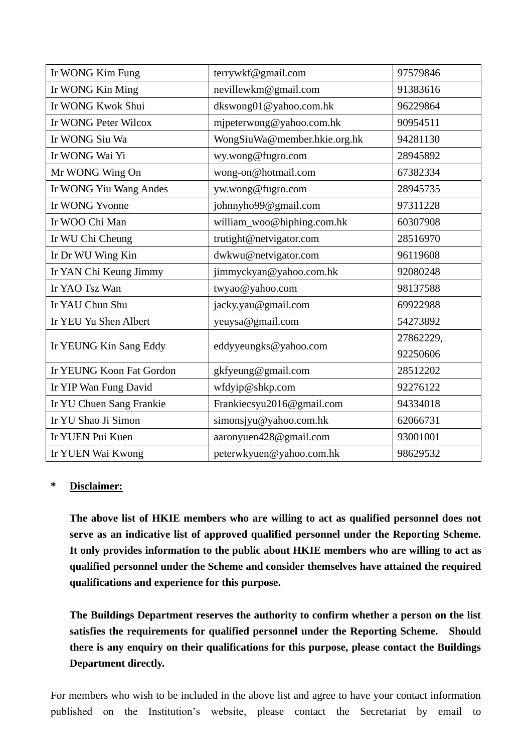| | | |
|---|---|---|
| Ir WONG Kim Fung | terrywkf@gmail.com | 97579846 |
| Ir WONG Kin Ming | nevillewkm@gmail.com | 91383616 |
| Ir WONG Kwok Shui | dkswong01@yahoo.com.hk | 96229864 |
| Ir WONG Peter Wilcox | mjpeterwong@yahoo.com.hk | 90954511 |
| Ir WONG Siu Wa | WongSiuWa@member.hkie.org.hk | 94281130 |
| Ir WONG Wai Yi | wy.wong@fugro.com | 28945892 |
| Mr WONG Wing On | wong-on@hotmail.com | 67382334 |
| Ir WONG Yiu Wang Andes | yw.wong@fugro.com | 28945735 |
| Ir WONG Yvonne | johnnyho99@gmail.com | 97311228 |
| Ir WOO Chi Man | william_woo@hiphing.com.hk | 60307908 |
| Ir WU Chi Cheung | trutight@netvigator.com | 28516970 |
| Ir Dr WU Wing Kin | dwkwu@netvigator.com | 96119608 |
| Ir YAN Chi Keung Jimmy | jimmyckyan@yahoo.com.hk | 92080248 |
| Ir YAO Tsz Wan | twyao@yahoo.com | 98137588 |
| Ir YAU Chun Shu | jacky.yau@gmail.com | 69922988 |
| Ir YEU Yu Shen Albert | yeuysa@gmail.com | 54273892 |
| Ir YEUNG Kin Sang Eddy | eddyyeungks@yahoo.com | 27862229, 92250606 |
| Ir YEUNG Koon Fat Gordon | gkfyeung@gmail.com | 28512202 |
| Ir YIP Wan Fung David | wfdyip@shkp.com | 92276122 |
| Ir YU Chuen Sang Frankie | Frankiecsyu2016@gmail.com | 94334018 |
| Ir YU Shao Ji Simon | simonsjyu@yahoo.com.hk | 62066731 |
| Ir YUEN Pui Kuen | aaronyuen428@gmail.com | 93001001 |
| Ir YUEN Wai Kwong | peterwkyuen@yahoo.com.hk | 98629532 |

\* **Disclaimer:**

**The above list of HKIE members who are willing to act as qualified personnel does not serve as an indicative list of approved qualified personnel under the Reporting Scheme. It only provides information to the public about HKIE members who are willing to act as qualified personnel under the Scheme and consider themselves have attained the required qualifications and experience for this purpose.**

**The Buildings Department reserves the authority to confirm whether a person on the list satisfies the requirements for qualified personnel under the Reporting Scheme. Should there is any enquiry on their qualifications for this purpose, please contact the Buildings Department directly.**

For members who wish to be included in the above list and agree to have your contact information published on the Institution's website, please contact the Secretariat by email to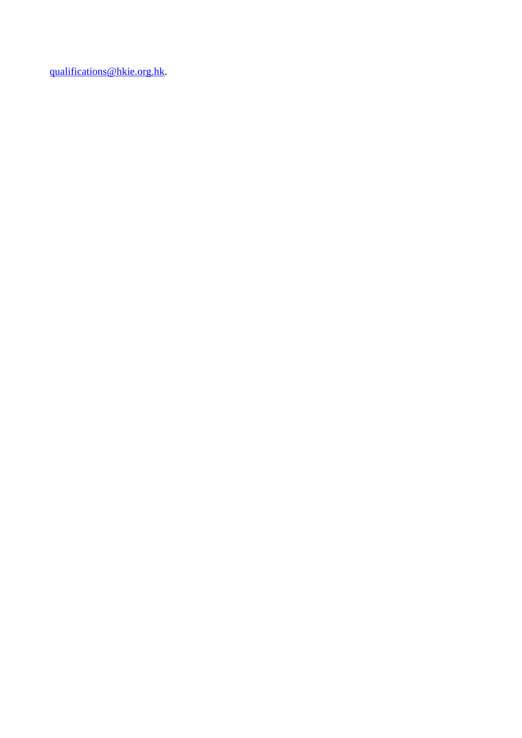qualifications@hkie.org.hk.